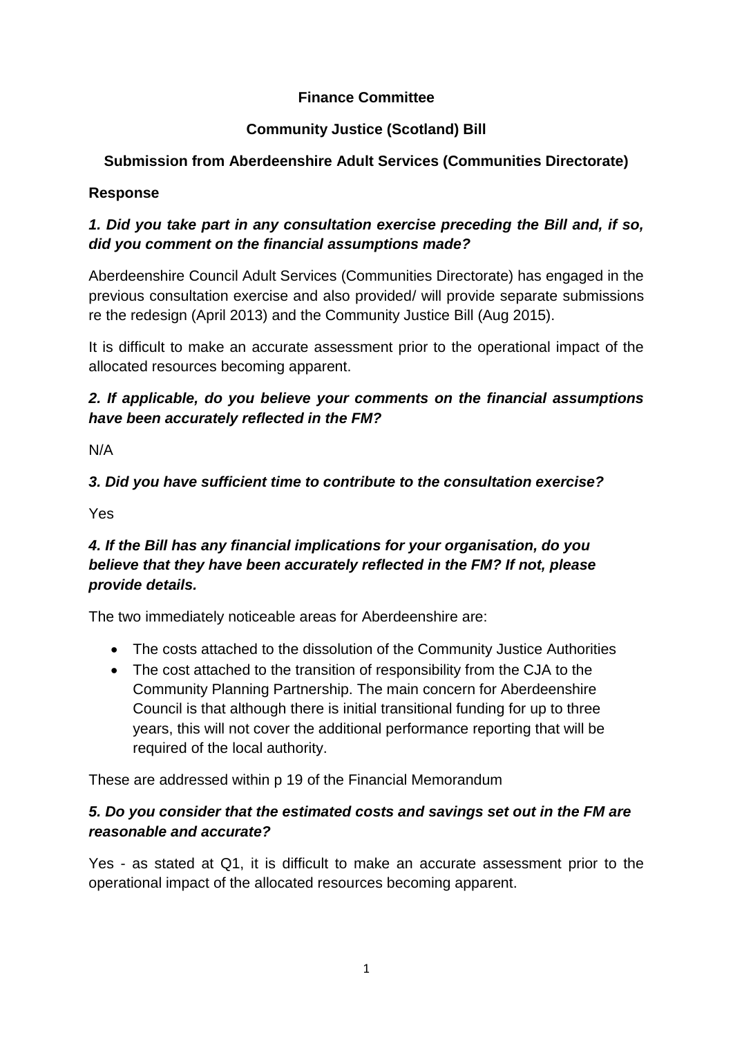**Finance Committee**

**Community Justice (Scotland) Bill**

**Submission from Aberdeenshire Adult Services (Communities Directorate)**

**Response**

***1. Did you take part in any consultation exercise preceding the Bill and, if so, did you comment on the financial assumptions made?***

Aberdeenshire Council Adult Services (Communities Directorate) has engaged in the previous consultation exercise and also provided/ will provide separate submissions re the redesign (April 2013) and the Community Justice Bill (Aug 2015).

It is difficult to make an accurate assessment prior to the operational impact of the allocated resources becoming apparent.

***2. If applicable, do you believe your comments on the financial assumptions have been accurately reflected in the FM?***

N/A

***3. Did you have sufficient time to contribute to the consultation exercise?***

Yes

***4. If the Bill has any financial implications for your organisation, do you believe that they have been accurately reflected in the FM? If not, please provide details.***

The two immediately noticeable areas for Aberdeenshire are:

- The costs attached to the dissolution of the Community Justice Authorities
- The cost attached to the transition of responsibility from the CJA to the Community Planning Partnership. The main concern for Aberdeenshire Council is that although there is initial transitional funding for up to three years, this will not cover the additional performance reporting that will be required of the local authority.

These are addressed within p 19 of the Financial Memorandum

***5. Do you consider that the estimated costs and savings set out in the FM are reasonable and accurate?***

Yes - as stated at Q1, it is difficult to make an accurate assessment prior to the operational impact of the allocated resources becoming apparent.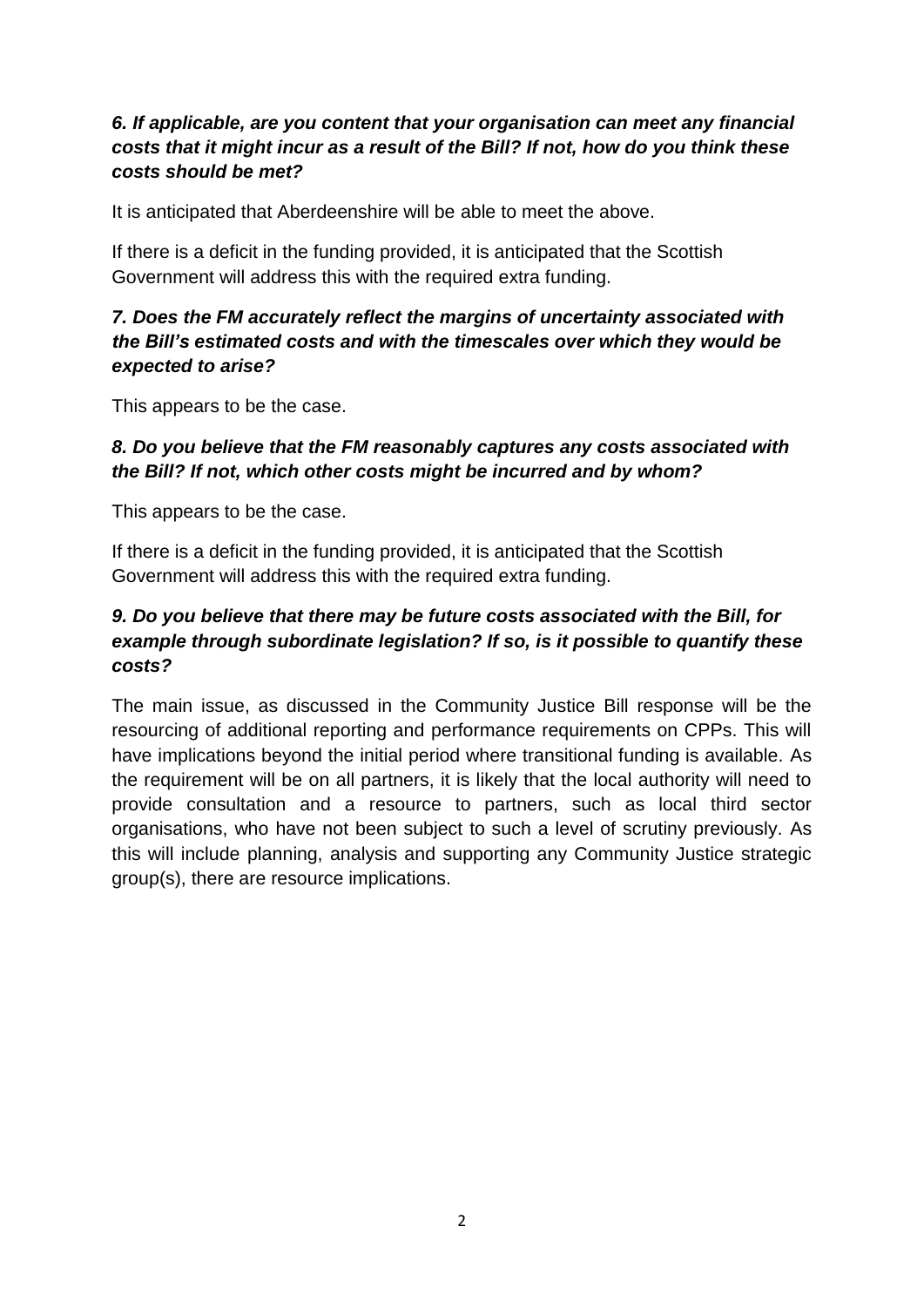***6. If applicable, are you content that your organisation can meet any financial costs that it might incur as a result of the Bill? If not, how do you think these costs should be met?***

It is anticipated that Aberdeenshire will be able to meet the above.

If there is a deficit in the funding provided, it is anticipated that the Scottish Government will address this with the required extra funding.

***7. Does the FM accurately reflect the margins of uncertainty associated with the Bill's estimated costs and with the timescales over which they would be expected to arise?***

This appears to be the case.

***8. Do you believe that the FM reasonably captures any costs associated with the Bill? If not, which other costs might be incurred and by whom?***

This appears to be the case.

If there is a deficit in the funding provided, it is anticipated that the Scottish Government will address this with the required extra funding.

***9. Do you believe that there may be future costs associated with the Bill, for example through subordinate legislation? If so, is it possible to quantify these costs?***

The main issue, as discussed in the Community Justice Bill response will be the resourcing of additional reporting and performance requirements on CPPs. This will have implications beyond the initial period where transitional funding is available. As the requirement will be on all partners, it is likely that the local authority will need to provide consultation and a resource to partners, such as local third sector organisations, who have not been subject to such a level of scrutiny previously. As this will include planning, analysis and supporting any Community Justice strategic group(s), there are resource implications.